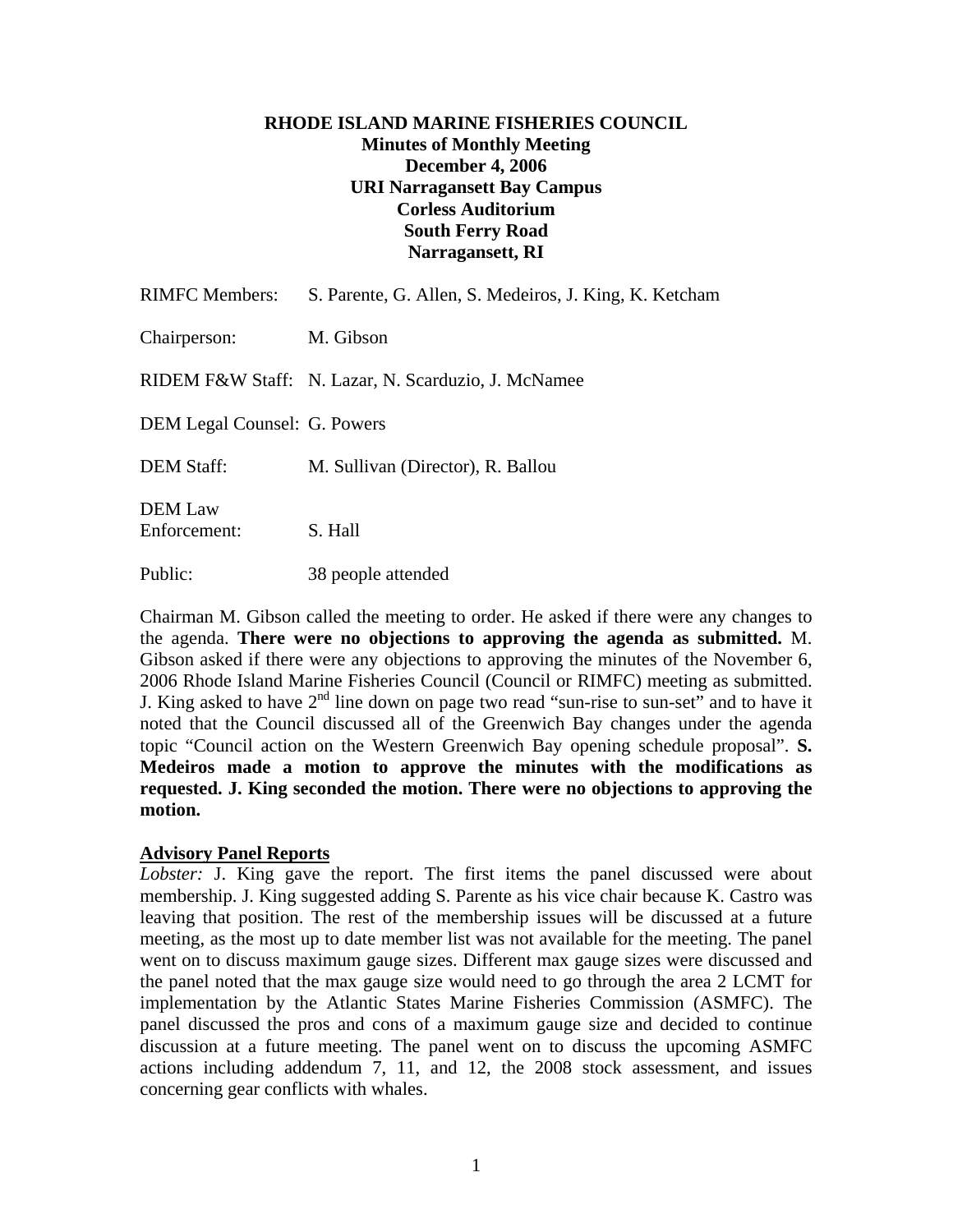**RHODE ISLAND MARINE FISHERIES COUNCIL**
**Minutes of Monthly Meeting**
**December 4, 2006**
**URI Narragansett Bay Campus**
**Corless Auditorium**
**South Ferry Road**
**Narragansett, RI**

RIMFC Members: S. Parente, G. Allen, S. Medeiros, J. King, K. Ketcham

Chairperson: M. Gibson

RIDEM F&W Staff: N. Lazar, N. Scarduzio, J. McNamee

DEM Legal Counsel: G. Powers

DEM Staff: M. Sullivan (Director), R. Ballou

DEM Law Enforcement: S. Hall

Public: 38 people attended

Chairman M. Gibson called the meeting to order. He asked if there were any changes to the agenda. **There were no objections to approving the agenda as submitted.** M. Gibson asked if there were any objections to approving the minutes of the November 6, 2006 Rhode Island Marine Fisheries Council (Council or RIMFC) meeting as submitted. J. King asked to have 2nd line down on page two read "sun-rise to sun-set" and to have it noted that the Council discussed all of the Greenwich Bay changes under the agenda topic "Council action on the Western Greenwich Bay opening schedule proposal". **S. Medeiros made a motion to approve the minutes with the modifications as requested. J. King seconded the motion. There were no objections to approving the motion.**

## Advisory Panel Reports

*Lobster:* J. King gave the report. The first items the panel discussed were about membership. J. King suggested adding S. Parente as his vice chair because K. Castro was leaving that position. The rest of the membership issues will be discussed at a future meeting, as the most up to date member list was not available for the meeting. The panel went on to discuss maximum gauge sizes. Different max gauge sizes were discussed and the panel noted that the max gauge size would need to go through the area 2 LCMT for implementation by the Atlantic States Marine Fisheries Commission (ASMFC). The panel discussed the pros and cons of a maximum gauge size and decided to continue discussion at a future meeting. The panel went on to discuss the upcoming ASMFC actions including addendum 7, 11, and 12, the 2008 stock assessment, and issues concerning gear conflicts with whales.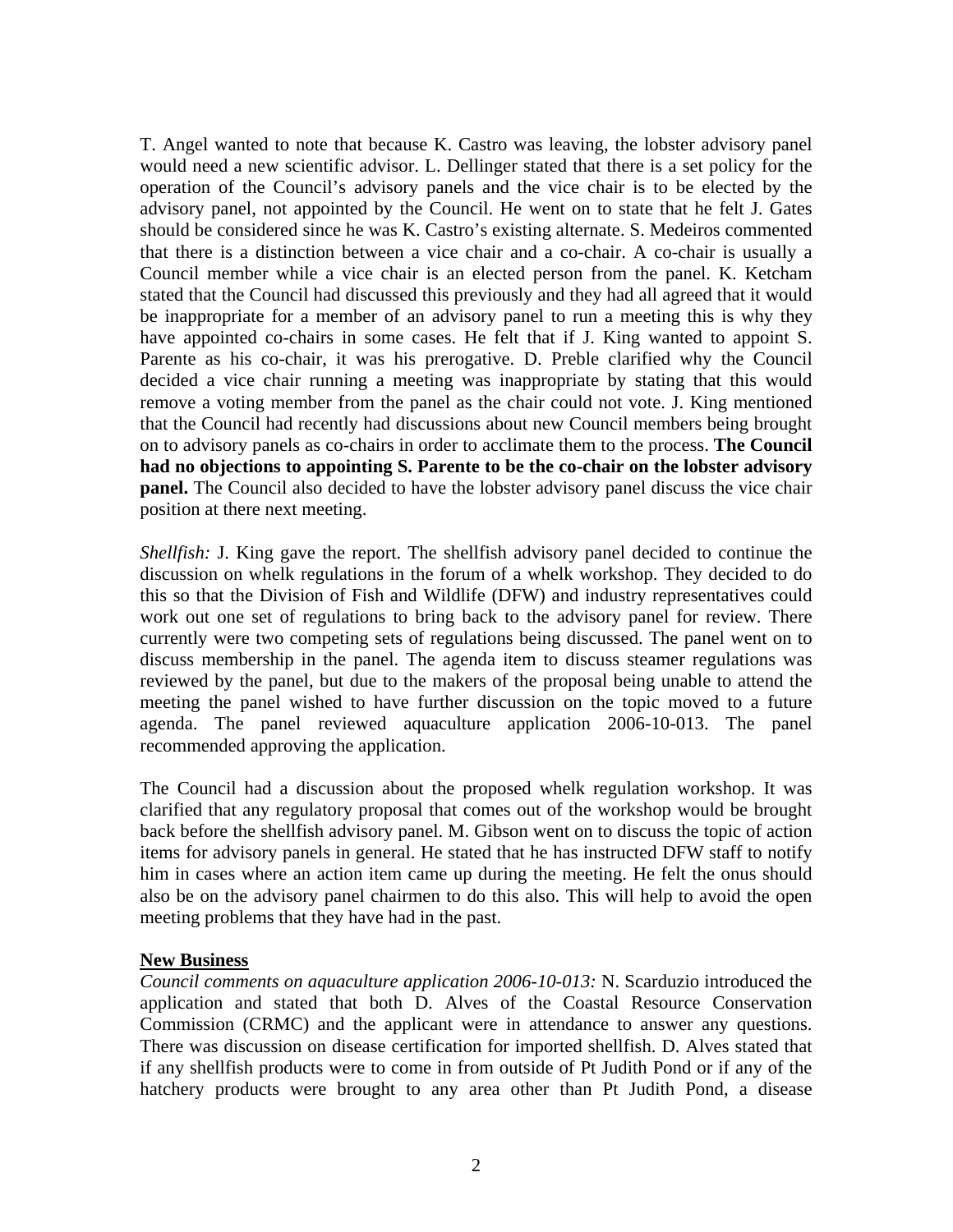T. Angel wanted to note that because K. Castro was leaving, the lobster advisory panel would need a new scientific advisor. L. Dellinger stated that there is a set policy for the operation of the Council's advisory panels and the vice chair is to be elected by the advisory panel, not appointed by the Council. He went on to state that he felt J. Gates should be considered since he was K. Castro's existing alternate. S. Medeiros commented that there is a distinction between a vice chair and a co-chair. A co-chair is usually a Council member while a vice chair is an elected person from the panel. K. Ketcham stated that the Council had discussed this previously and they had all agreed that it would be inappropriate for a member of an advisory panel to run a meeting this is why they have appointed co-chairs in some cases. He felt that if J. King wanted to appoint S. Parente as his co-chair, it was his prerogative. D. Preble clarified why the Council decided a vice chair running a meeting was inappropriate by stating that this would remove a voting member from the panel as the chair could not vote. J. King mentioned that the Council had recently had discussions about new Council members being brought on to advisory panels as co-chairs in order to acclimate them to the process. **The Council had no objections to appointing S. Parente to be the co-chair on the lobster advisory panel.** The Council also decided to have the lobster advisory panel discuss the vice chair position at there next meeting.

*Shellfish:* J. King gave the report. The shellfish advisory panel decided to continue the discussion on whelk regulations in the forum of a whelk workshop. They decided to do this so that the Division of Fish and Wildlife (DFW) and industry representatives could work out one set of regulations to bring back to the advisory panel for review. There currently were two competing sets of regulations being discussed. The panel went on to discuss membership in the panel. The agenda item to discuss steamer regulations was reviewed by the panel, but due to the makers of the proposal being unable to attend the meeting the panel wished to have further discussion on the topic moved to a future agenda. The panel reviewed aquaculture application 2006-10-013. The panel recommended approving the application.

The Council had a discussion about the proposed whelk regulation workshop. It was clarified that any regulatory proposal that comes out of the workshop would be brought back before the shellfish advisory panel. M. Gibson went on to discuss the topic of action items for advisory panels in general. He stated that he has instructed DFW staff to notify him in cases where an action item came up during the meeting. He felt the onus should also be on the advisory panel chairmen to do this also. This will help to avoid the open meeting problems that they have had in the past.

## New Business

*Council comments on aquaculture application 2006-10-013:* N. Scarduzio introduced the application and stated that both D. Alves of the Coastal Resource Conservation Commission (CRMC) and the applicant were in attendance to answer any questions. There was discussion on disease certification for imported shellfish. D. Alves stated that if any shellfish products were to come in from outside of Pt Judith Pond or if any of the hatchery products were brought to any area other than Pt Judith Pond, a disease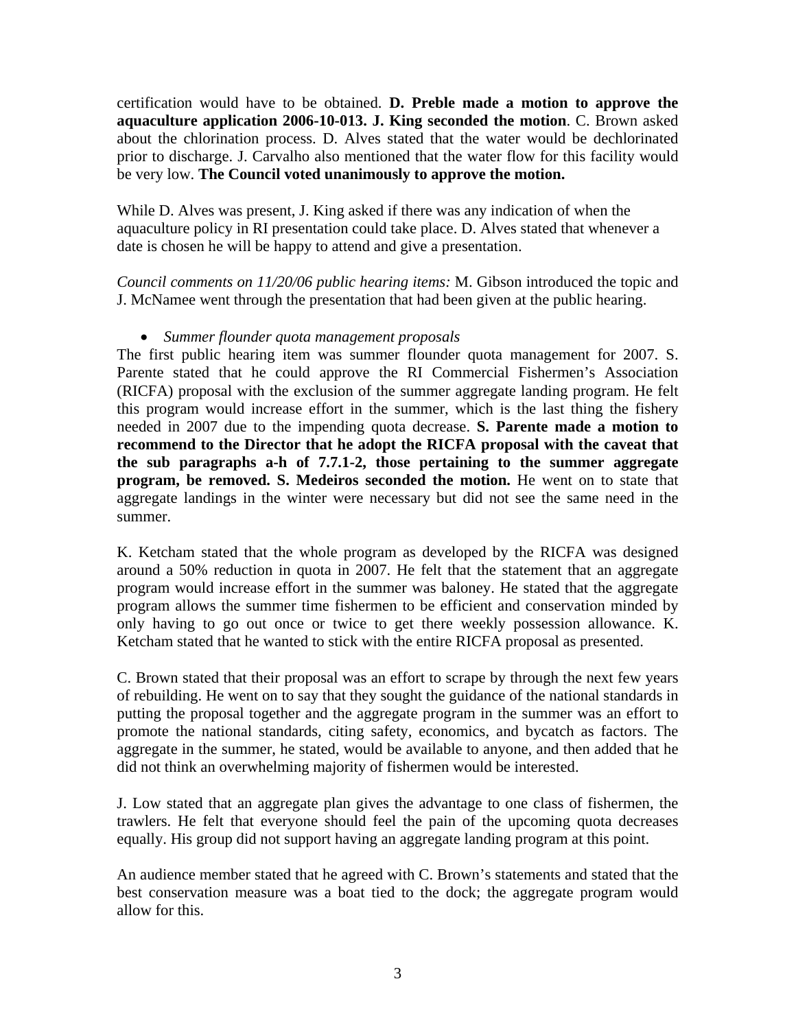certification would have to be obtained. **D. Preble made a motion to approve the aquaculture application 2006-10-013. J. King seconded the motion**. C. Brown asked about the chlorination process. D. Alves stated that the water would be dechlorinated prior to discharge. J. Carvalho also mentioned that the water flow for this facility would be very low. **The Council voted unanimously to approve the motion.**

While D. Alves was present, J. King asked if there was any indication of when the aquaculture policy in RI presentation could take place. D. Alves stated that whenever a date is chosen he will be happy to attend and give a presentation.

*Council comments on 11/20/06 public hearing items:* M. Gibson introduced the topic and J. McNamee went through the presentation that had been given at the public hearing.

- *Summer flounder quota management proposals*

The first public hearing item was summer flounder quota management for 2007. S. Parente stated that he could approve the RI Commercial Fishermen's Association (RICFA) proposal with the exclusion of the summer aggregate landing program. He felt this program would increase effort in the summer, which is the last thing the fishery needed in 2007 due to the impending quota decrease. **S. Parente made a motion to recommend to the Director that he adopt the RICFA proposal with the caveat that the sub paragraphs a-h of 7.7.1-2, those pertaining to the summer aggregate program, be removed. S. Medeiros seconded the motion.** He went on to state that aggregate landings in the winter were necessary but did not see the same need in the summer.

K. Ketcham stated that the whole program as developed by the RICFA was designed around a 50% reduction in quota in 2007. He felt that the statement that an aggregate program would increase effort in the summer was baloney. He stated that the aggregate program allows the summer time fishermen to be efficient and conservation minded by only having to go out once or twice to get there weekly possession allowance. K. Ketcham stated that he wanted to stick with the entire RICFA proposal as presented.

C. Brown stated that their proposal was an effort to scrape by through the next few years of rebuilding. He went on to say that they sought the guidance of the national standards in putting the proposal together and the aggregate program in the summer was an effort to promote the national standards, citing safety, economics, and bycatch as factors. The aggregate in the summer, he stated, would be available to anyone, and then added that he did not think an overwhelming majority of fishermen would be interested.

J. Low stated that an aggregate plan gives the advantage to one class of fishermen, the trawlers. He felt that everyone should feel the pain of the upcoming quota decreases equally. His group did not support having an aggregate landing program at this point.

An audience member stated that he agreed with C. Brown's statements and stated that the best conservation measure was a boat tied to the dock; the aggregate program would allow for this.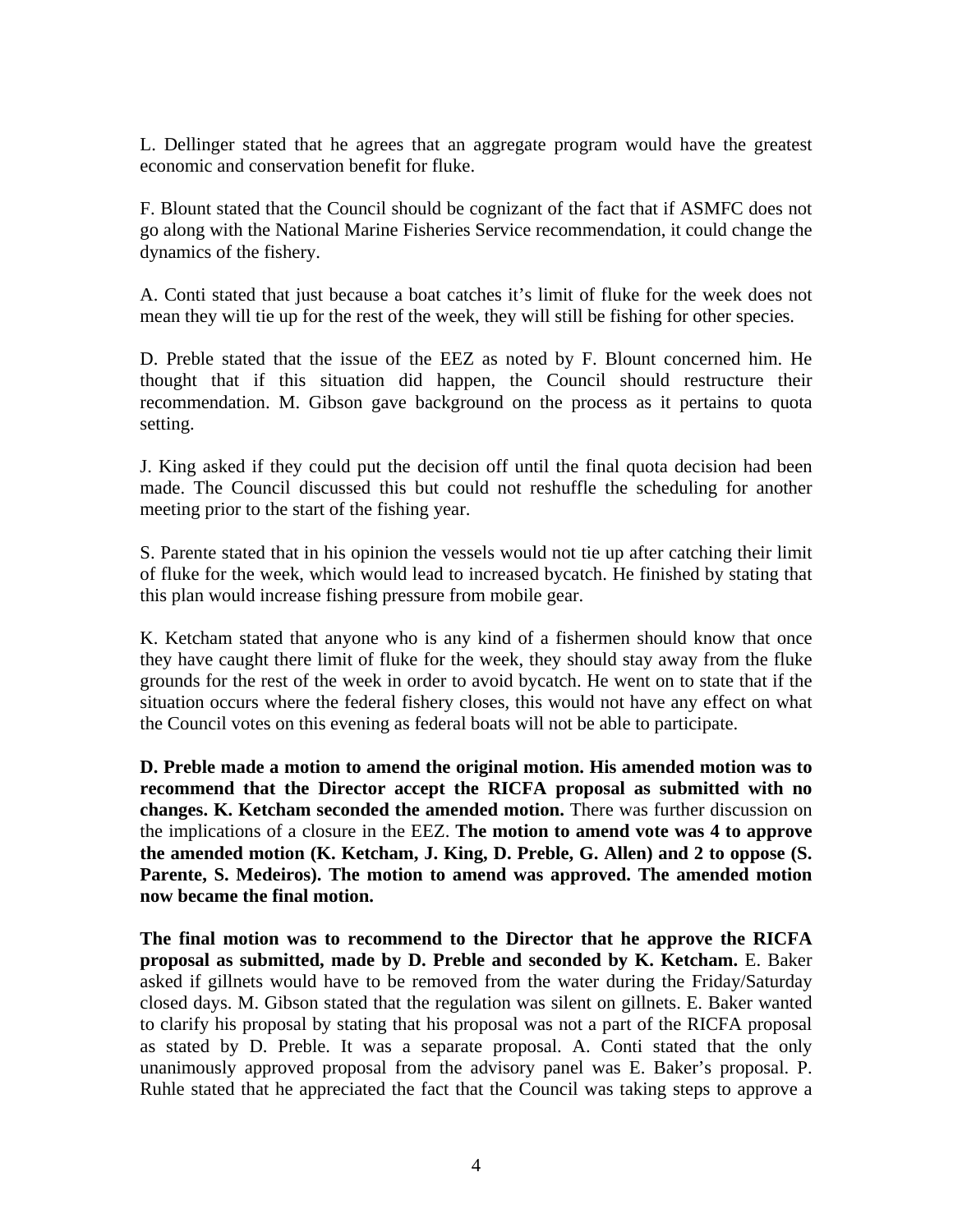L. Dellinger stated that he agrees that an aggregate program would have the greatest economic and conservation benefit for fluke.

F. Blount stated that the Council should be cognizant of the fact that if ASMFC does not go along with the National Marine Fisheries Service recommendation, it could change the dynamics of the fishery.

A. Conti stated that just because a boat catches it's limit of fluke for the week does not mean they will tie up for the rest of the week, they will still be fishing for other species.

D. Preble stated that the issue of the EEZ as noted by F. Blount concerned him. He thought that if this situation did happen, the Council should restructure their recommendation. M. Gibson gave background on the process as it pertains to quota setting.

J. King asked if they could put the decision off until the final quota decision had been made. The Council discussed this but could not reshuffle the scheduling for another meeting prior to the start of the fishing year.

S. Parente stated that in his opinion the vessels would not tie up after catching their limit of fluke for the week, which would lead to increased bycatch. He finished by stating that this plan would increase fishing pressure from mobile gear.

K. Ketcham stated that anyone who is any kind of a fishermen should know that once they have caught there limit of fluke for the week, they should stay away from the fluke grounds for the rest of the week in order to avoid bycatch. He went on to state that if the situation occurs where the federal fishery closes, this would not have any effect on what the Council votes on this evening as federal boats will not be able to participate.

**D. Preble made a motion to amend the original motion. His amended motion was to recommend that the Director accept the RICFA proposal as submitted with no changes. K. Ketcham seconded the amended motion.** There was further discussion on the implications of a closure in the EEZ. **The motion to amend vote was 4 to approve the amended motion (K. Ketcham, J. King, D. Preble, G. Allen) and 2 to oppose (S. Parente, S. Medeiros). The motion to amend was approved. The amended motion now became the final motion.**

**The final motion was to recommend to the Director that he approve the RICFA proposal as submitted, made by D. Preble and seconded by K. Ketcham.** E. Baker asked if gillnets would have to be removed from the water during the Friday/Saturday closed days. M. Gibson stated that the regulation was silent on gillnets. E. Baker wanted to clarify his proposal by stating that his proposal was not a part of the RICFA proposal as stated by D. Preble. It was a separate proposal. A. Conti stated that the only unanimously approved proposal from the advisory panel was E. Baker's proposal. P. Ruhle stated that he appreciated the fact that the Council was taking steps to approve a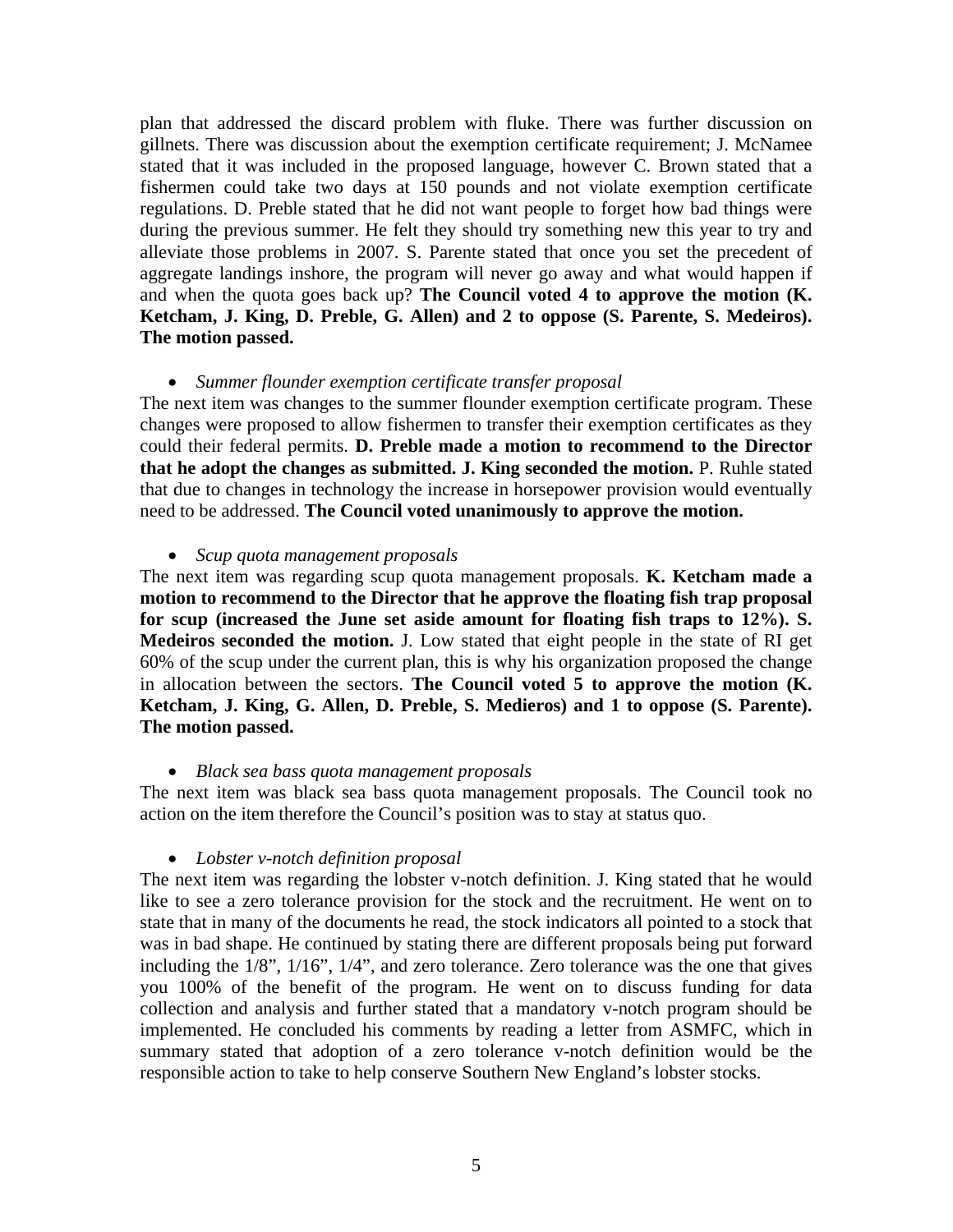plan that addressed the discard problem with fluke. There was further discussion on gillnets. There was discussion about the exemption certificate requirement; J. McNamee stated that it was included in the proposed language, however C. Brown stated that a fishermen could take two days at 150 pounds and not violate exemption certificate regulations. D. Preble stated that he did not want people to forget how bad things were during the previous summer. He felt they should try something new this year to try and alleviate those problems in 2007. S. Parente stated that once you set the precedent of aggregate landings inshore, the program will never go away and what would happen if and when the quota goes back up? **The Council voted 4 to approve the motion (K. Ketcham, J. King, D. Preble, G. Allen) and 2 to oppose (S. Parente, S. Medeiros). The motion passed.**

- *Summer flounder exemption certificate transfer proposal*

The next item was changes to the summer flounder exemption certificate program. These changes were proposed to allow fishermen to transfer their exemption certificates as they could their federal permits. **D. Preble made a motion to recommend to the Director that he adopt the changes as submitted. J. King seconded the motion.** P. Ruhle stated that due to changes in technology the increase in horsepower provision would eventually need to be addressed. **The Council voted unanimously to approve the motion.**

- *Scup quota management proposals*

The next item was regarding scup quota management proposals. **K. Ketcham made a motion to recommend to the Director that he approve the floating fish trap proposal for scup (increased the June set aside amount for floating fish traps to 12%). S. Medeiros seconded the motion.** J. Low stated that eight people in the state of RI get 60% of the scup under the current plan, this is why his organization proposed the change in allocation between the sectors. **The Council voted 5 to approve the motion (K. Ketcham, J. King, G. Allen, D. Preble, S. Medieros) and 1 to oppose (S. Parente). The motion passed.**

- *Black sea bass quota management proposals*

The next item was black sea bass quota management proposals. The Council took no action on the item therefore the Council's position was to stay at status quo.

- *Lobster v-notch definition proposal*

The next item was regarding the lobster v-notch definition. J. King stated that he would like to see a zero tolerance provision for the stock and the recruitment. He went on to state that in many of the documents he read, the stock indicators all pointed to a stock that was in bad shape. He continued by stating there are different proposals being put forward including the 1/8", 1/16", 1/4", and zero tolerance. Zero tolerance was the one that gives you 100% of the benefit of the program. He went on to discuss funding for data collection and analysis and further stated that a mandatory v-notch program should be implemented. He concluded his comments by reading a letter from ASMFC, which in summary stated that adoption of a zero tolerance v-notch definition would be the responsible action to take to help conserve Southern New England's lobster stocks.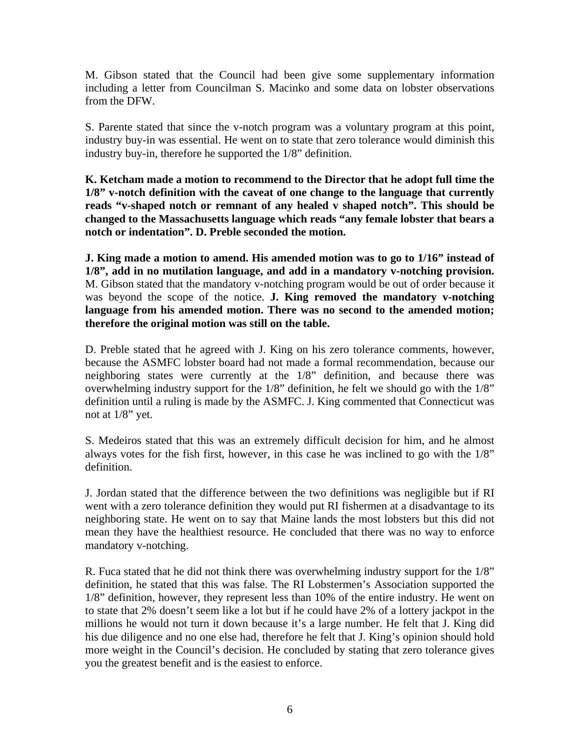M. Gibson stated that the Council had been give some supplementary information including a letter from Councilman S. Macinko and some data on lobster observations from the DFW.

S. Parente stated that since the v-notch program was a voluntary program at this point, industry buy-in was essential. He went on to state that zero tolerance would diminish this industry buy-in, therefore he supported the 1/8" definition.

**K. Ketcham made a motion to recommend to the Director that he adopt full time the 1/8" v-notch definition with the caveat of one change to the language that currently reads "v-shaped notch or remnant of any healed v shaped notch". This should be changed to the Massachusetts language which reads "any female lobster that bears a notch or indentation". D. Preble seconded the motion.**

**J. King made a motion to amend. His amended motion was to go to 1/16" instead of 1/8", add in no mutilation language, and add in a mandatory v-notching provision.** M. Gibson stated that the mandatory v-notching program would be out of order because it was beyond the scope of the notice. **J. King removed the mandatory v-notching language from his amended motion. There was no second to the amended motion; therefore the original motion was still on the table.**

D. Preble stated that he agreed with J. King on his zero tolerance comments, however, because the ASMFC lobster board had not made a formal recommendation, because our neighboring states were currently at the 1/8" definition, and because there was overwhelming industry support for the 1/8" definition, he felt we should go with the 1/8" definition until a ruling is made by the ASMFC. J. King commented that Connecticut was not at 1/8" yet.

S. Medeiros stated that this was an extremely difficult decision for him, and he almost always votes for the fish first, however, in this case he was inclined to go with the 1/8" definition.

J. Jordan stated that the difference between the two definitions was negligible but if RI went with a zero tolerance definition they would put RI fishermen at a disadvantage to its neighboring state. He went on to say that Maine lands the most lobsters but this did not mean they have the healthiest resource. He concluded that there was no way to enforce mandatory v-notching.

R. Fuca stated that he did not think there was overwhelming industry support for the 1/8" definition, he stated that this was false. The RI Lobstermen's Association supported the 1/8" definition, however, they represent less than 10% of the entire industry. He went on to state that 2% doesn't seem like a lot but if he could have 2% of a lottery jackpot in the millions he would not turn it down because it's a large number. He felt that J. King did his due diligence and no one else had, therefore he felt that J. King's opinion should hold more weight in the Council's decision. He concluded by stating that zero tolerance gives you the greatest benefit and is the easiest to enforce.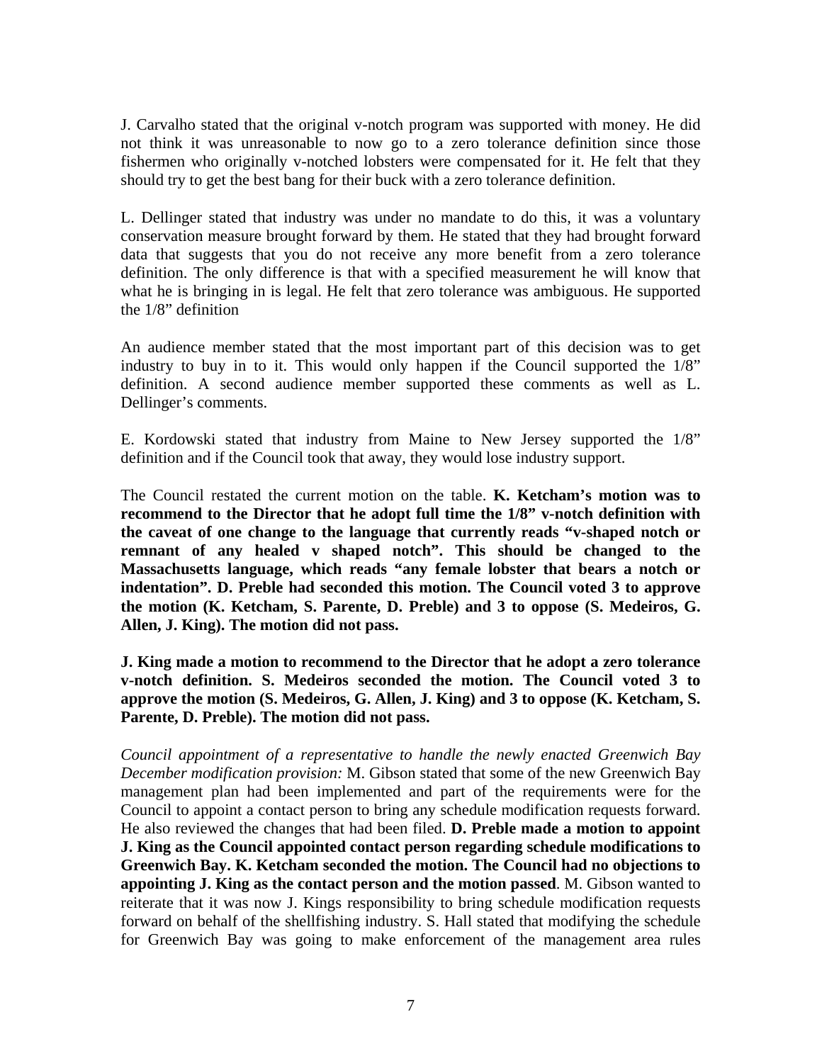J. Carvalho stated that the original v-notch program was supported with money. He did not think it was unreasonable to now go to a zero tolerance definition since those fishermen who originally v-notched lobsters were compensated for it. He felt that they should try to get the best bang for their buck with a zero tolerance definition.

L. Dellinger stated that industry was under no mandate to do this, it was a voluntary conservation measure brought forward by them. He stated that they had brought forward data that suggests that you do not receive any more benefit from a zero tolerance definition. The only difference is that with a specified measurement he will know that what he is bringing in is legal. He felt that zero tolerance was ambiguous. He supported the 1/8" definition

An audience member stated that the most important part of this decision was to get industry to buy in to it. This would only happen if the Council supported the 1/8" definition. A second audience member supported these comments as well as L. Dellinger's comments.

E. Kordowski stated that industry from Maine to New Jersey supported the 1/8" definition and if the Council took that away, they would lose industry support.

The Council restated the current motion on the table. **K. Ketcham's motion was to recommend to the Director that he adopt full time the 1/8" v-notch definition with the caveat of one change to the language that currently reads "v-shaped notch or remnant of any healed v shaped notch". This should be changed to the Massachusetts language, which reads "any female lobster that bears a notch or indentation". D. Preble had seconded this motion. The Council voted 3 to approve the motion (K. Ketcham, S. Parente, D. Preble) and 3 to oppose (S. Medeiros, G. Allen, J. King). The motion did not pass.**

**J. King made a motion to recommend to the Director that he adopt a zero tolerance v-notch definition. S. Medeiros seconded the motion. The Council voted 3 to approve the motion (S. Medeiros, G. Allen, J. King) and 3 to oppose (K. Ketcham, S. Parente, D. Preble). The motion did not pass.**

*Council appointment of a representative to handle the newly enacted Greenwich Bay December modification provision:* M. Gibson stated that some of the new Greenwich Bay management plan had been implemented and part of the requirements were for the Council to appoint a contact person to bring any schedule modification requests forward. He also reviewed the changes that had been filed. **D. Preble made a motion to appoint J. King as the Council appointed contact person regarding schedule modifications to Greenwich Bay. K. Ketcham seconded the motion. The Council had no objections to appointing J. King as the contact person and the motion passed**. M. Gibson wanted to reiterate that it was now J. Kings responsibility to bring schedule modification requests forward on behalf of the shellfishing industry. S. Hall stated that modifying the schedule for Greenwich Bay was going to make enforcement of the management area rules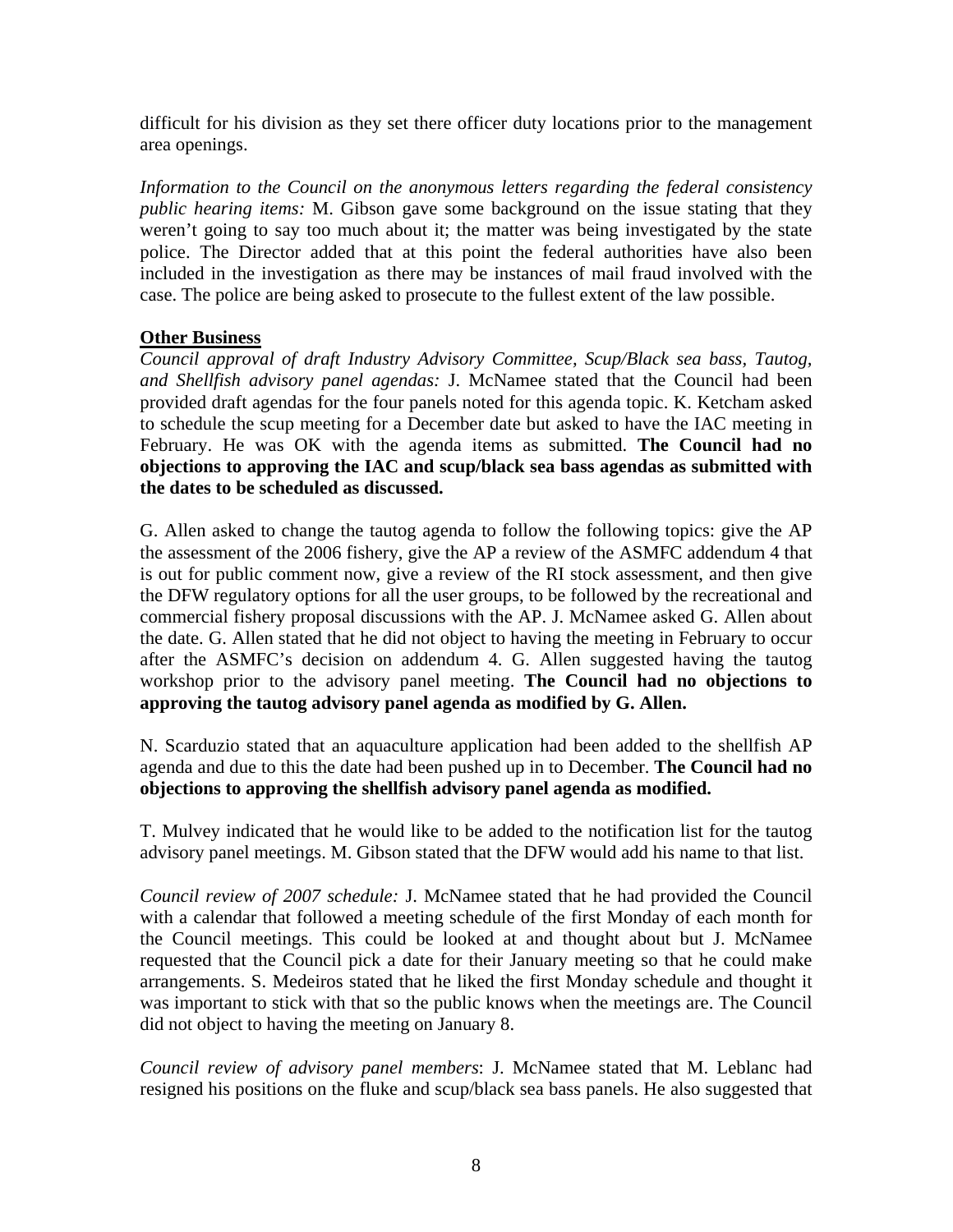difficult for his division as they set there officer duty locations prior to the management area openings.

*Information to the Council on the anonymous letters regarding the federal consistency public hearing items:* M. Gibson gave some background on the issue stating that they weren't going to say too much about it; the matter was being investigated by the state police. The Director added that at this point the federal authorities have also been included in the investigation as there may be instances of mail fraud involved with the case. The police are being asked to prosecute to the fullest extent of the law possible.

**Other Business**

*Council approval of draft Industry Advisory Committee, Scup/Black sea bass, Tautog, and Shellfish advisory panel agendas:* J. McNamee stated that the Council had been provided draft agendas for the four panels noted for this agenda topic. K. Ketcham asked to schedule the scup meeting for a December date but asked to have the IAC meeting in February. He was OK with the agenda items as submitted. **The Council had no objections to approving the IAC and scup/black sea bass agendas as submitted with the dates to be scheduled as discussed.**

G. Allen asked to change the tautog agenda to follow the following topics: give the AP the assessment of the 2006 fishery, give the AP a review of the ASMFC addendum 4 that is out for public comment now, give a review of the RI stock assessment, and then give the DFW regulatory options for all the user groups, to be followed by the recreational and commercial fishery proposal discussions with the AP. J. McNamee asked G. Allen about the date. G. Allen stated that he did not object to having the meeting in February to occur after the ASMFC's decision on addendum 4. G. Allen suggested having the tautog workshop prior to the advisory panel meeting. **The Council had no objections to approving the tautog advisory panel agenda as modified by G. Allen.**

N. Scarduzio stated that an aquaculture application had been added to the shellfish AP agenda and due to this the date had been pushed up in to December. **The Council had no objections to approving the shellfish advisory panel agenda as modified.**

T. Mulvey indicated that he would like to be added to the notification list for the tautog advisory panel meetings. M. Gibson stated that the DFW would add his name to that list.

*Council review of 2007 schedule:* J. McNamee stated that he had provided the Council with a calendar that followed a meeting schedule of the first Monday of each month for the Council meetings. This could be looked at and thought about but J. McNamee requested that the Council pick a date for their January meeting so that he could make arrangements. S. Medeiros stated that he liked the first Monday schedule and thought it was important to stick with that so the public knows when the meetings are. The Council did not object to having the meeting on January 8.

*Council review of advisory panel members*: J. McNamee stated that M. Leblanc had resigned his positions on the fluke and scup/black sea bass panels. He also suggested that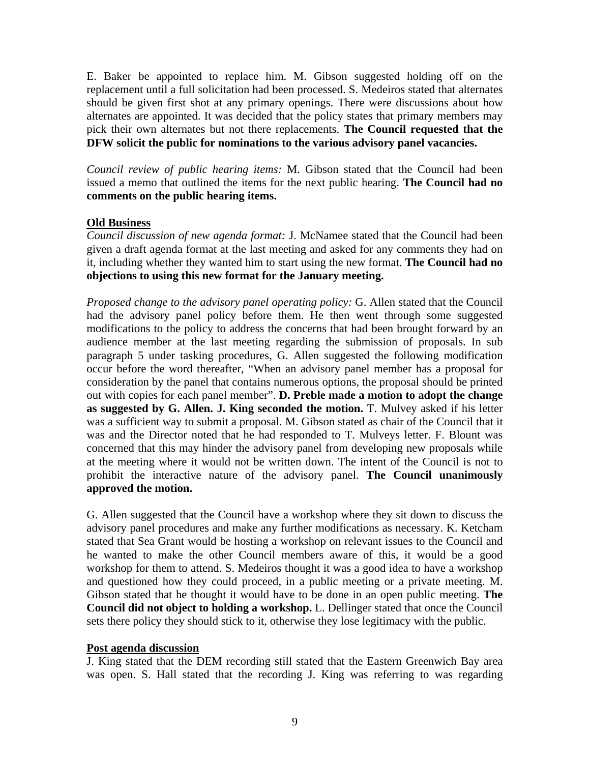E. Baker be appointed to replace him. M. Gibson suggested holding off on the replacement until a full solicitation had been processed. S. Medeiros stated that alternates should be given first shot at any primary openings. There were discussions about how alternates are appointed. It was decided that the policy states that primary members may pick their own alternates but not there replacements. **The Council requested that the DFW solicit the public for nominations to the various advisory panel vacancies.**

*Council review of public hearing items:* M. Gibson stated that the Council had been issued a memo that outlined the items for the next public hearing. **The Council had no comments on the public hearing items.**

**Old Business**

*Council discussion of new agenda format:* J. McNamee stated that the Council had been given a draft agenda format at the last meeting and asked for any comments they had on it, including whether they wanted him to start using the new format. **The Council had no objections to using this new format for the January meeting.**

*Proposed change to the advisory panel operating policy:* G. Allen stated that the Council had the advisory panel policy before them. He then went through some suggested modifications to the policy to address the concerns that had been brought forward by an audience member at the last meeting regarding the submission of proposals. In sub paragraph 5 under tasking procedures, G. Allen suggested the following modification occur before the word thereafter, "When an advisory panel member has a proposal for consideration by the panel that contains numerous options, the proposal should be printed out with copies for each panel member". **D. Preble made a motion to adopt the change as suggested by G. Allen. J. King seconded the motion.** T. Mulvey asked if his letter was a sufficient way to submit a proposal. M. Gibson stated as chair of the Council that it was and the Director noted that he had responded to T. Mulveys letter. F. Blount was concerned that this may hinder the advisory panel from developing new proposals while at the meeting where it would not be written down. The intent of the Council is not to prohibit the interactive nature of the advisory panel. **The Council unanimously approved the motion.**

G. Allen suggested that the Council have a workshop where they sit down to discuss the advisory panel procedures and make any further modifications as necessary. K. Ketcham stated that Sea Grant would be hosting a workshop on relevant issues to the Council and he wanted to make the other Council members aware of this, it would be a good workshop for them to attend. S. Medeiros thought it was a good idea to have a workshop and questioned how they could proceed, in a public meeting or a private meeting. M. Gibson stated that he thought it would have to be done in an open public meeting. **The Council did not object to holding a workshop.** L. Dellinger stated that once the Council sets there policy they should stick to it, otherwise they lose legitimacy with the public.

**Post agenda discussion**

J. King stated that the DEM recording still stated that the Eastern Greenwich Bay area was open. S. Hall stated that the recording J. King was referring to was regarding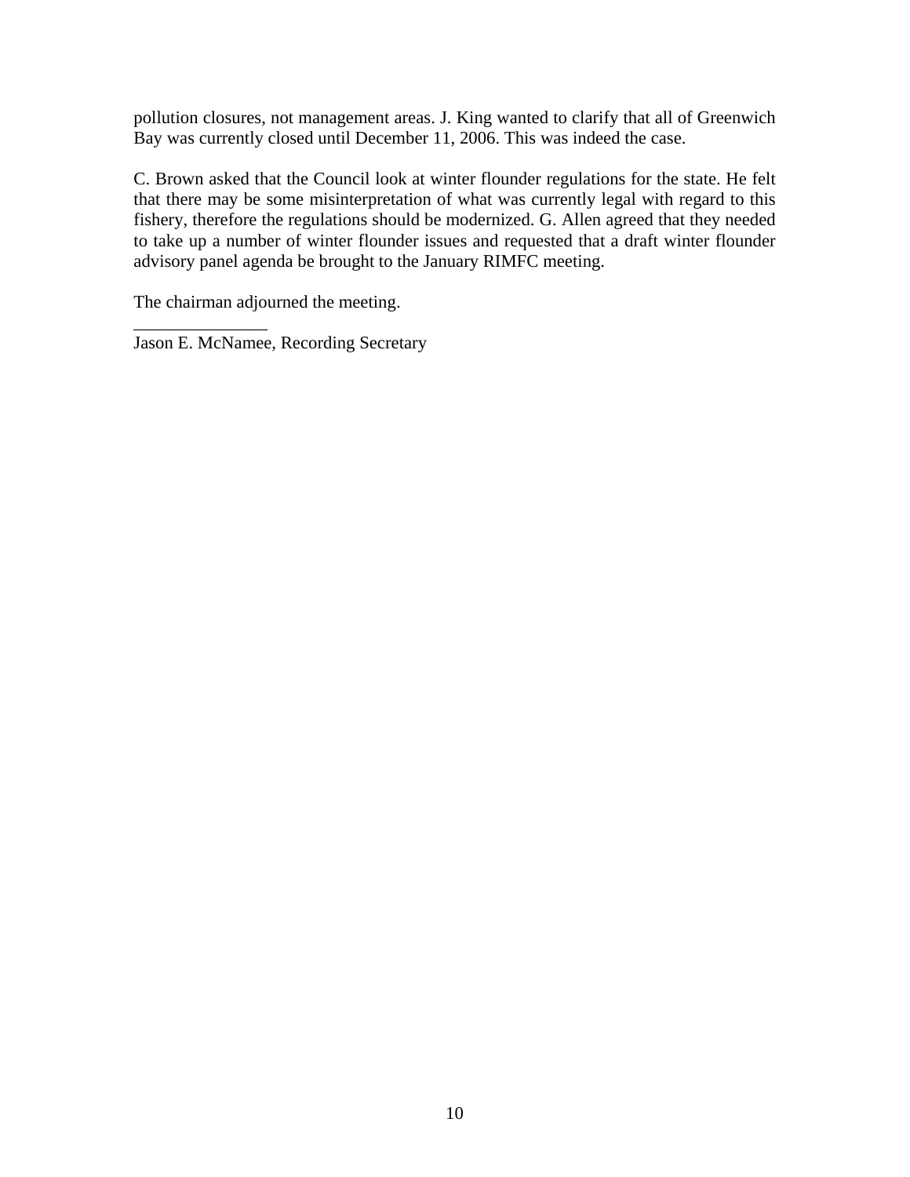pollution closures, not management areas. J. King wanted to clarify that all of Greenwich Bay was currently closed until December 11, 2006. This was indeed the case.

C. Brown asked that the Council look at winter flounder regulations for the state. He felt that there may be some misinterpretation of what was currently legal with regard to this fishery, therefore the regulations should be modernized. G. Allen agreed that they needed to take up a number of winter flounder issues and requested that a draft winter flounder advisory panel agenda be brought to the January RIMFC meeting.

The chairman adjourned the meeting.

_______________
Jason E. McNamee, Recording Secretary